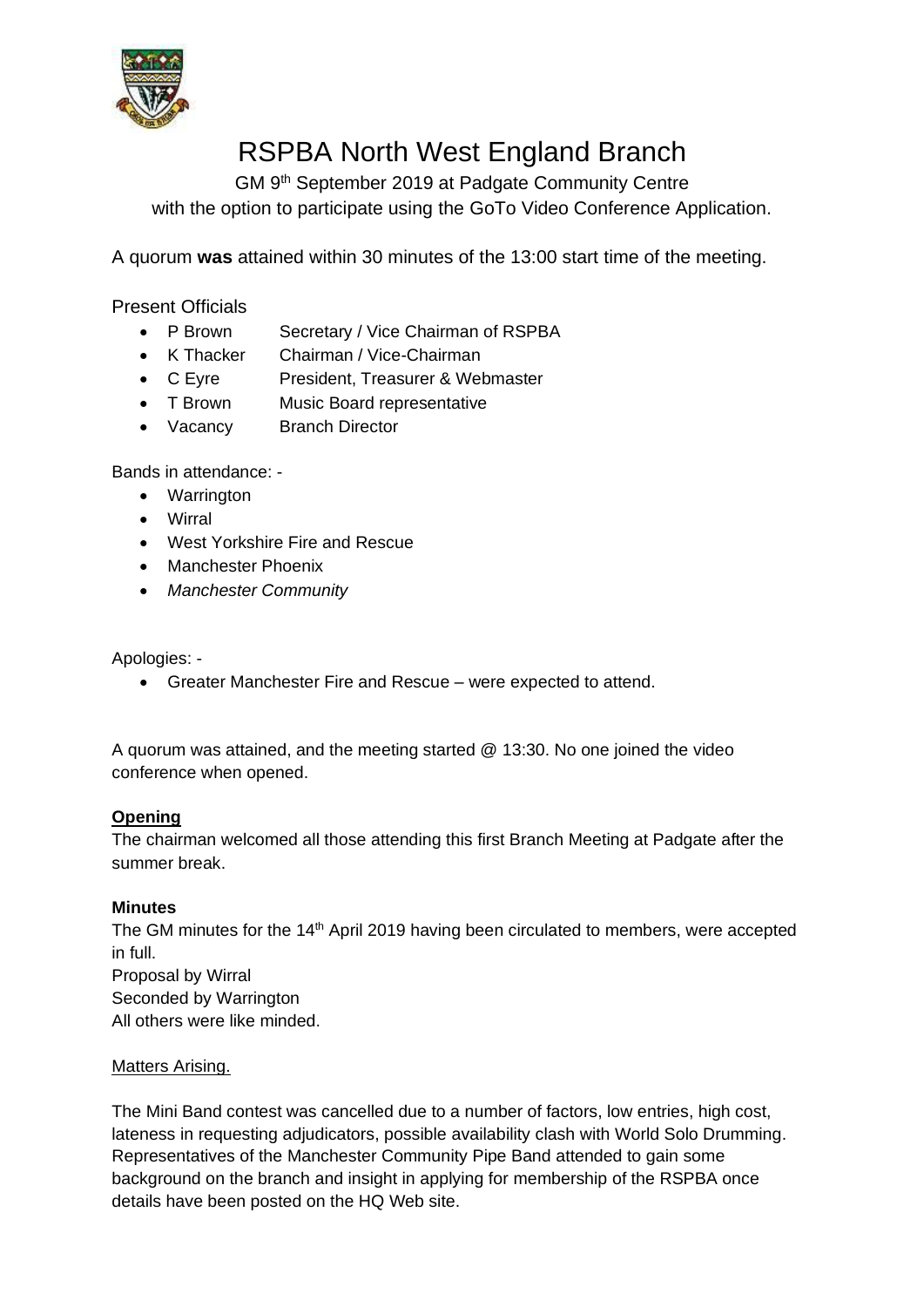# RSPBA North West England Branch

GM 9th September 2019 at Padgate Community Centre
with the option to participate using the GoTo Video Conference Application.

A quorum **was** attained within 30 minutes of the 13:00 start time of the meeting.

Present Officials

- P Brown Secretary / Vice Chairman of RSPBA
- K Thacker Chairman / Vice-Chairman
- C Eyre President, Treasurer & Webmaster
- T Brown Music Board representative
- Vacancy Branch Director

Bands in attendance: -

- Warrington
- Wirral
- West Yorkshire Fire and Rescue
- Manchester Phoenix
- *Manchester Community*

Apologies: -

- Greater Manchester Fire and Rescue – were expected to attend.

A quorum was attained, and the meeting started @ 13:30. No one joined the video conference when opened.

**Opening**

The chairman welcomed all those attending this first Branch Meeting at Padgate after the summer break.

**Minutes**

The GM minutes for the 14th April 2019 having been circulated to members, were accepted in full.
Proposal by Wirral
Seconded by Warrington
All others were like minded.

Matters Arising.

The Mini Band contest was cancelled due to a number of factors, low entries, high cost, lateness in requesting adjudicators, possible availability clash with World Solo Drumming. Representatives of the Manchester Community Pipe Band attended to gain some background on the branch and insight in applying for membership of the RSPBA once details have been posted on the HQ Web site.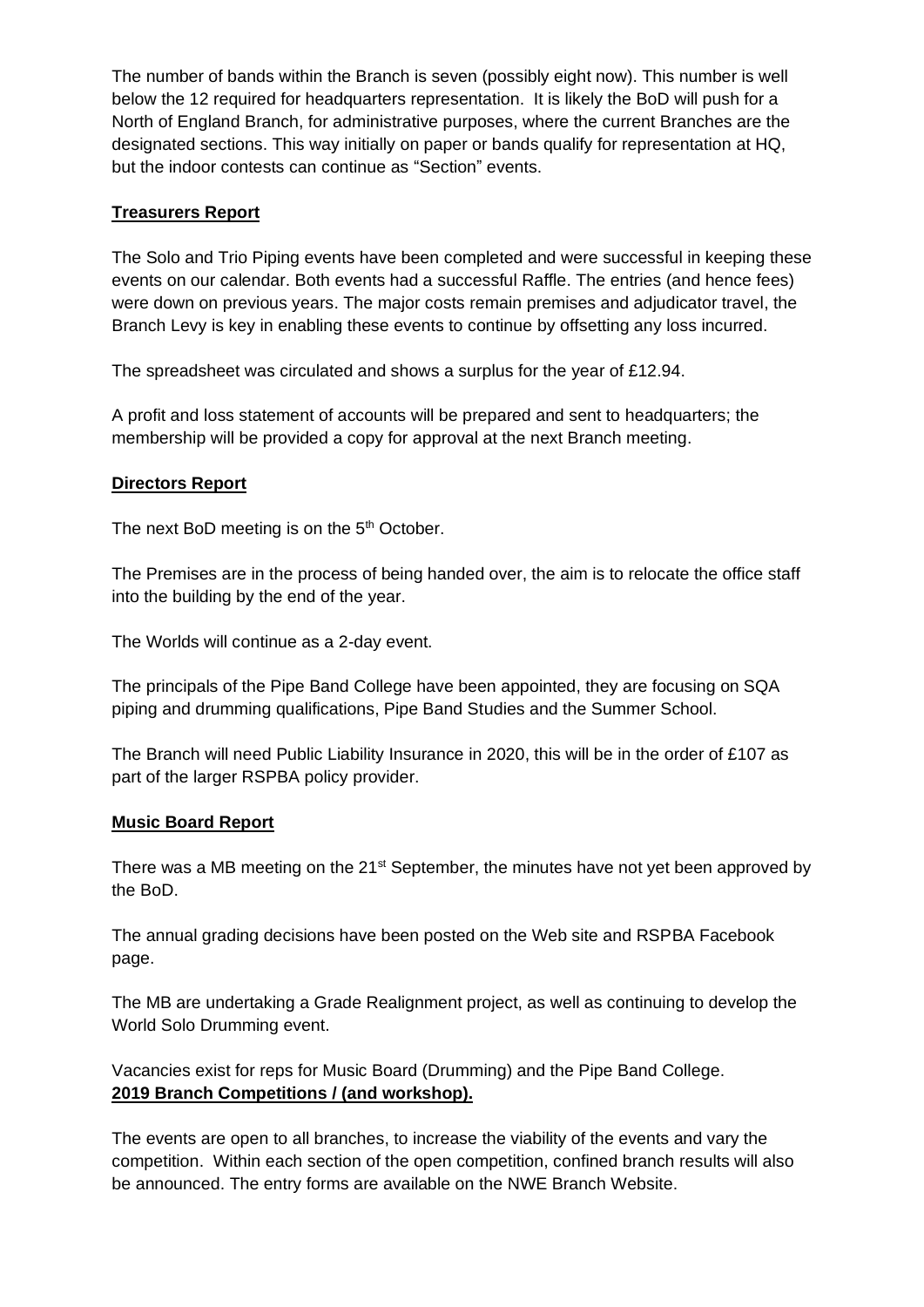The number of bands within the Branch is seven (possibly eight now). This number is well below the 12 required for headquarters representation. It is likely the BoD will push for a North of England Branch, for administrative purposes, where the current Branches are the designated sections. This way initially on paper or bands qualify for representation at HQ, but the indoor contests can continue as "Section" events.

**Treasurers Report**

The Solo and Trio Piping events have been completed and were successful in keeping these events on our calendar. Both events had a successful Raffle. The entries (and hence fees) were down on previous years. The major costs remain premises and adjudicator travel, the Branch Levy is key in enabling these events to continue by offsetting any loss incurred.

The spreadsheet was circulated and shows a surplus for the year of £12.94.

A profit and loss statement of accounts will be prepared and sent to headquarters; the membership will be provided a copy for approval at the next Branch meeting.

**Directors Report**

The next BoD meeting is on the 5th October.

The Premises are in the process of being handed over, the aim is to relocate the office staff into the building by the end of the year.

The Worlds will continue as a 2-day event.

The principals of the Pipe Band College have been appointed, they are focusing on SQA piping and drumming qualifications, Pipe Band Studies and the Summer School.

The Branch will need Public Liability Insurance in 2020, this will be in the order of £107 as part of the larger RSPBA policy provider.

**Music Board Report**

There was a MB meeting on the 21st September, the minutes have not yet been approved by the BoD.

The annual grading decisions have been posted on the Web site and RSPBA Facebook page.

The MB are undertaking a Grade Realignment project, as well as continuing to develop the World Solo Drumming event.

Vacancies exist for reps for Music Board (Drumming) and the Pipe Band College.

**2019 Branch Competitions / (and workshop).**

The events are open to all branches, to increase the viability of the events and vary the competition. Within each section of the open competition, confined branch results will also be announced. The entry forms are available on the NWE Branch Website.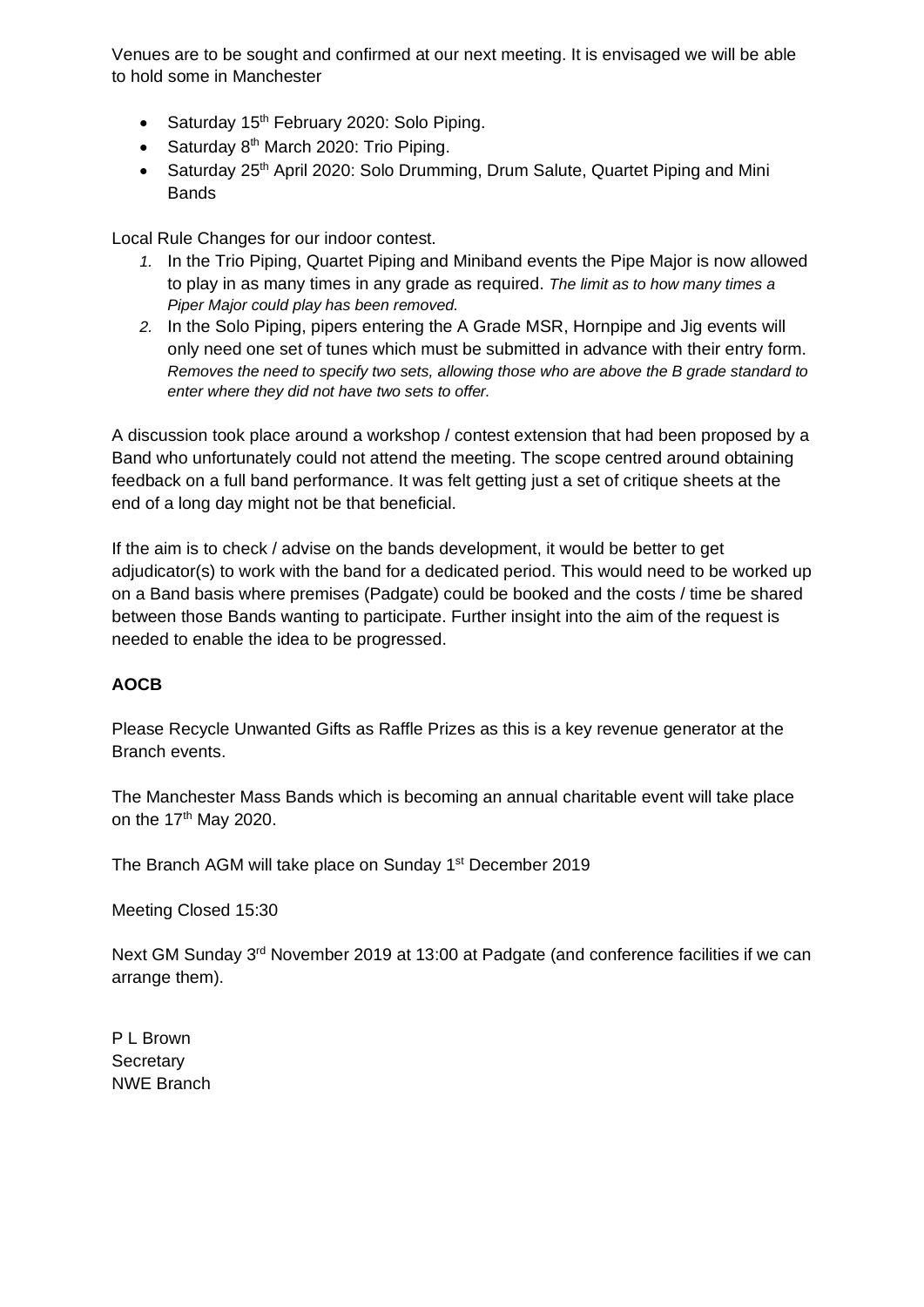Venues are to be sought and confirmed at our next meeting. It is envisaged we will be able to hold some in Manchester

- Saturday 15th February 2020: Solo Piping.
- Saturday 8th March 2020: Trio Piping.
- Saturday 25th April 2020: Solo Drumming, Drum Salute, Quartet Piping and Mini Bands

Local Rule Changes for our indoor contest.

1. In the Trio Piping, Quartet Piping and Miniband events the Pipe Major is now allowed to play in as many times in any grade as required. *The limit as to how many times a Piper Major could play has been removed.*
2. In the Solo Piping, pipers entering the A Grade MSR, Hornpipe and Jig events will only need one set of tunes which must be submitted in advance with their entry form. *Removes the need to specify two sets, allowing those who are above the B grade standard to enter where they did not have two sets to offer.*

A discussion took place around a workshop / contest extension that had been proposed by a Band who unfortunately could not attend the meeting. The scope centred around obtaining feedback on a full band performance. It was felt getting just a set of critique sheets at the end of a long day might not be that beneficial.

If the aim is to check / advise on the bands development, it would be better to get adjudicator(s) to work with the band for a dedicated period. This would need to be worked up on a Band basis where premises (Padgate) could be booked and the costs / time be shared between those Bands wanting to participate. Further insight into the aim of the request is needed to enable the idea to be progressed.

**AOCB**

Please Recycle Unwanted Gifts as Raffle Prizes as this is a key revenue generator at the Branch events.

The Manchester Mass Bands which is becoming an annual charitable event will take place on the 17th May 2020.

The Branch AGM will take place on Sunday 1st December 2019

Meeting Closed 15:30

Next GM Sunday 3rd November 2019 at 13:00 at Padgate (and conference facilities if we can arrange them).

P L Brown
Secretary
NWE Branch